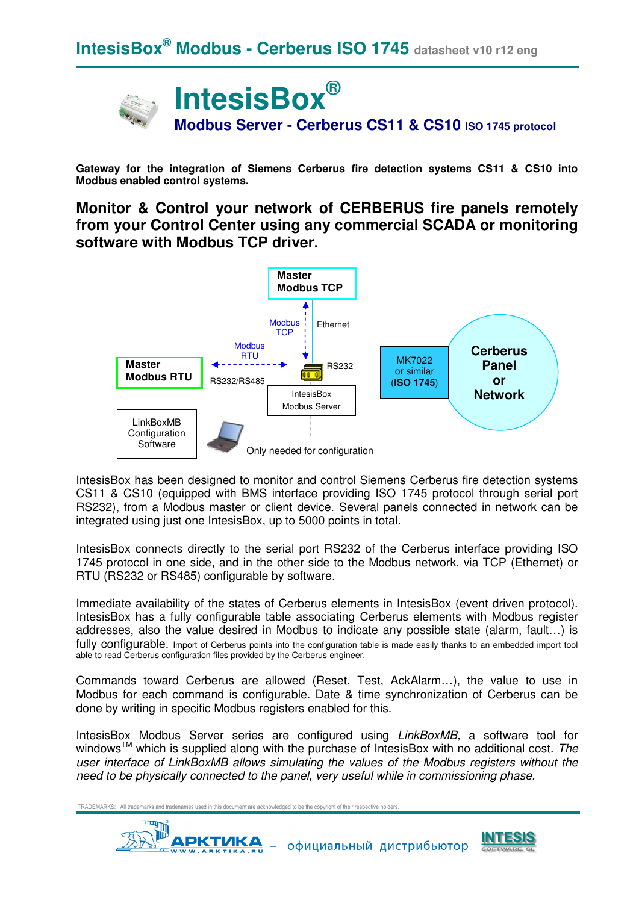# IntesisBox®

## Modbus Server - Cerberus CS11 & CS10 ISO 1745 protocol

**Gateway for the integration of Siemens Cerberus fire detection systems CS11 & CS10 into Modbus enabled control systems.**

**Monitor & Control your network of CERBERUS fire panels remotely from your Control Center using any commercial SCADA or monitoring software with Modbus TCP driver.**

Master Modbus TCP

Modbus TCP — Ethernet

Modbus RTU

Master Modbus RTU — RS232/RS485 — RS232 — MK7022 or similar (ISO 1745) — Cerberus Panel or Network

IntesisBox Modbus Server

LinkBoxMB Configuration Software — Only needed for configuration

IntesisBox has been designed to monitor and control Siemens Cerberus fire detection systems CS11 & CS10 (equipped with BMS interface providing ISO 1745 protocol through serial port RS232), from a Modbus master or client device. Several panels connected in network can be integrated using just one IntesisBox, up to 5000 points in total.

IntesisBox connects directly to the serial port RS232 of the Cerberus interface providing ISO 1745 protocol in one side, and in the other side to the Modbus network, via TCP (Ethernet) or RTU (RS232 or RS485) configurable by software.

Immediate availability of the states of Cerberus elements in IntesisBox (event driven protocol). IntesisBox has a fully configurable table associating Cerberus elements with Modbus register addresses, also the value desired in Modbus to indicate any possible state (alarm, fault…) is fully configurable. Import of Cerberus points into the configuration table is made easily thanks to an embedded import tool able to read Cerberus configuration files provided by the Cerberus engineer.

Commands toward Cerberus are allowed (Reset, Test, AckAlarm…), the value to use in Modbus for each command is configurable. Date & time synchronization of Cerberus can be done by writing in specific Modbus registers enabled for this.

IntesisBox Modbus Server series are configured using *LinkBoxMB*, a software tool for windows™ which is supplied along with the purchase of IntesisBox with no additional cost. *The user interface of LinkBoxMB allows simulating the values of the Modbus registers without the need to be physically connected to the panel, very useful while in commissioning phase.*

TRADEMARKS: All trademarks and tradenames used in this document are acknowledged to be the copyright of their respective holders.

АРКТИКА WWW.ARKTIKA.RU – официальный дистрибьютор INTESIS SOFTWARE SL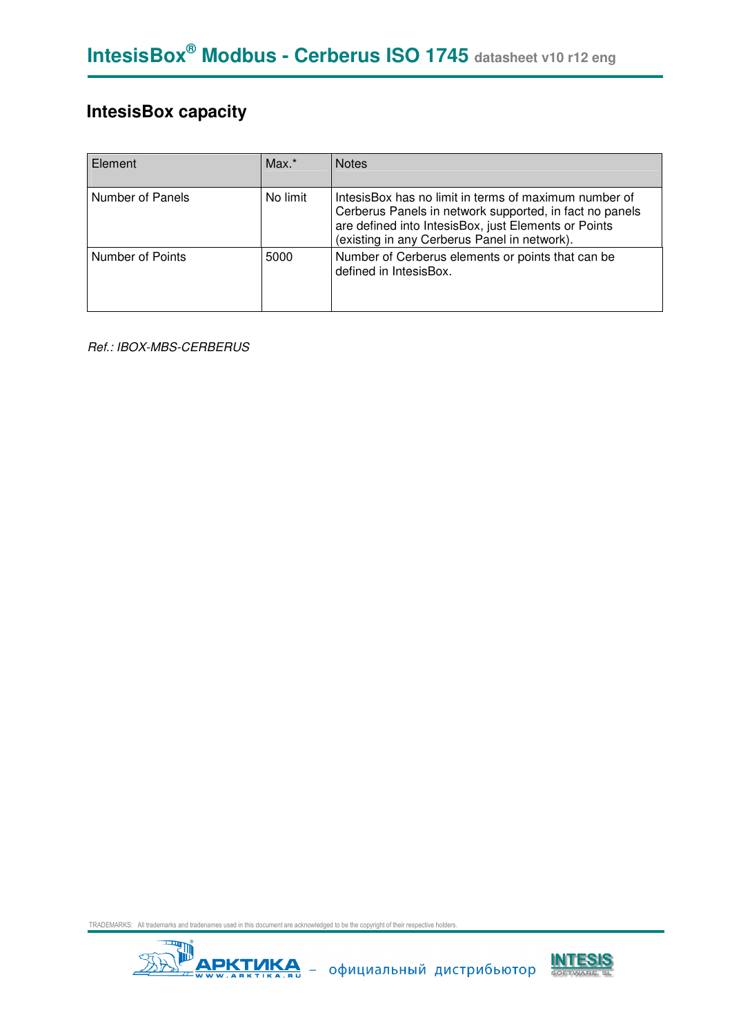## IntesisBox capacity

| Element | Max.* | Notes |
|---|---|---|
| Number of Panels | No limit | IntesisBox has no limit in terms of maximum number of Cerberus Panels in network supported, in fact no panels are defined into IntesisBox, just Elements or Points (existing in any Cerberus Panel in network). |
| Number of Points | 5000 | Number of Cerberus elements or points that can be defined in IntesisBox. |

*Ref.: IBOX-MBS-CERBERUS*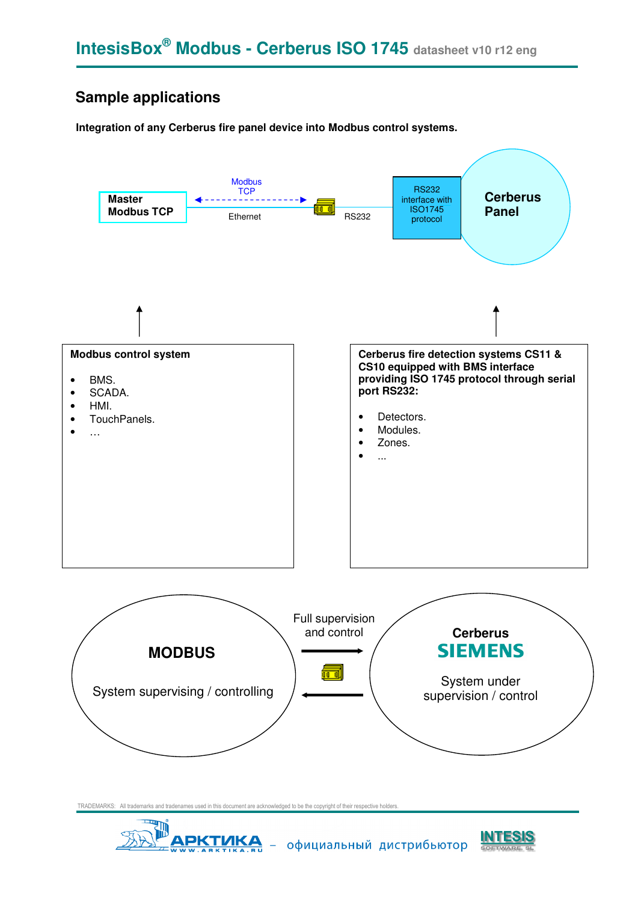## Sample applications

**Integration of any Cerberus fire panel device into Modbus control systems.**

Master Modbus TCP — Modbus TCP — Ethernet — RS232 — RS232 interface with ISO1745 protocol — Cerberus Panel

**Modbus control system**

- BMS.
- SCADA.
- HMI.
- TouchPanels.
- …

**Cerberus fire detection systems CS11 & CS10 equipped with BMS interface providing ISO 1745 protocol through serial port RS232:**

- Detectors.
- Modules.
- Zones.
- ...

**MODBUS**

System supervising / controlling

Full supervision and control

**Cerberus**
**SIEMENS**

System under supervision / control

TRADEMARKS: All trademarks and tradenames used in this document are acknowledged to be the copyright of their respective holders.

АРКТИКА WWW.ARKTIKA.RU – официальный дистрибьютор INTESIS SOFTWARE SL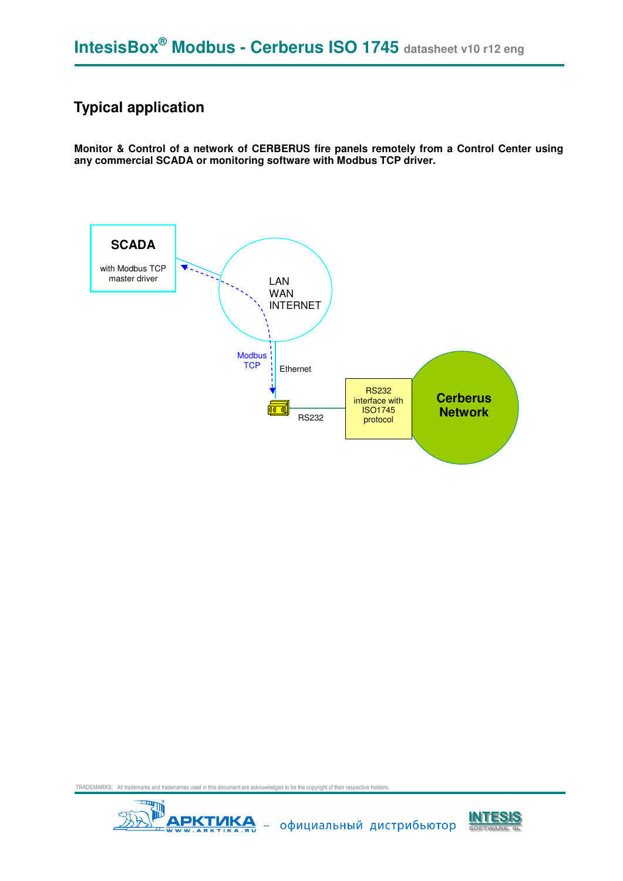## Typical application

**Monitor & Control of a network of CERBERUS fire panels remotely from a Control Center using any commercial SCADA or monitoring software with Modbus TCP driver.**

SCADA

with Modbus TCP master driver

LAN
WAN
INTERNET

Modbus TCP

Ethernet

RS232

RS232 interface with ISO1745 protocol

Cerberus Network

TRADEMARKS: All trademarks and tradenames used in this document are acknowledged to be the copyright of their respective holders.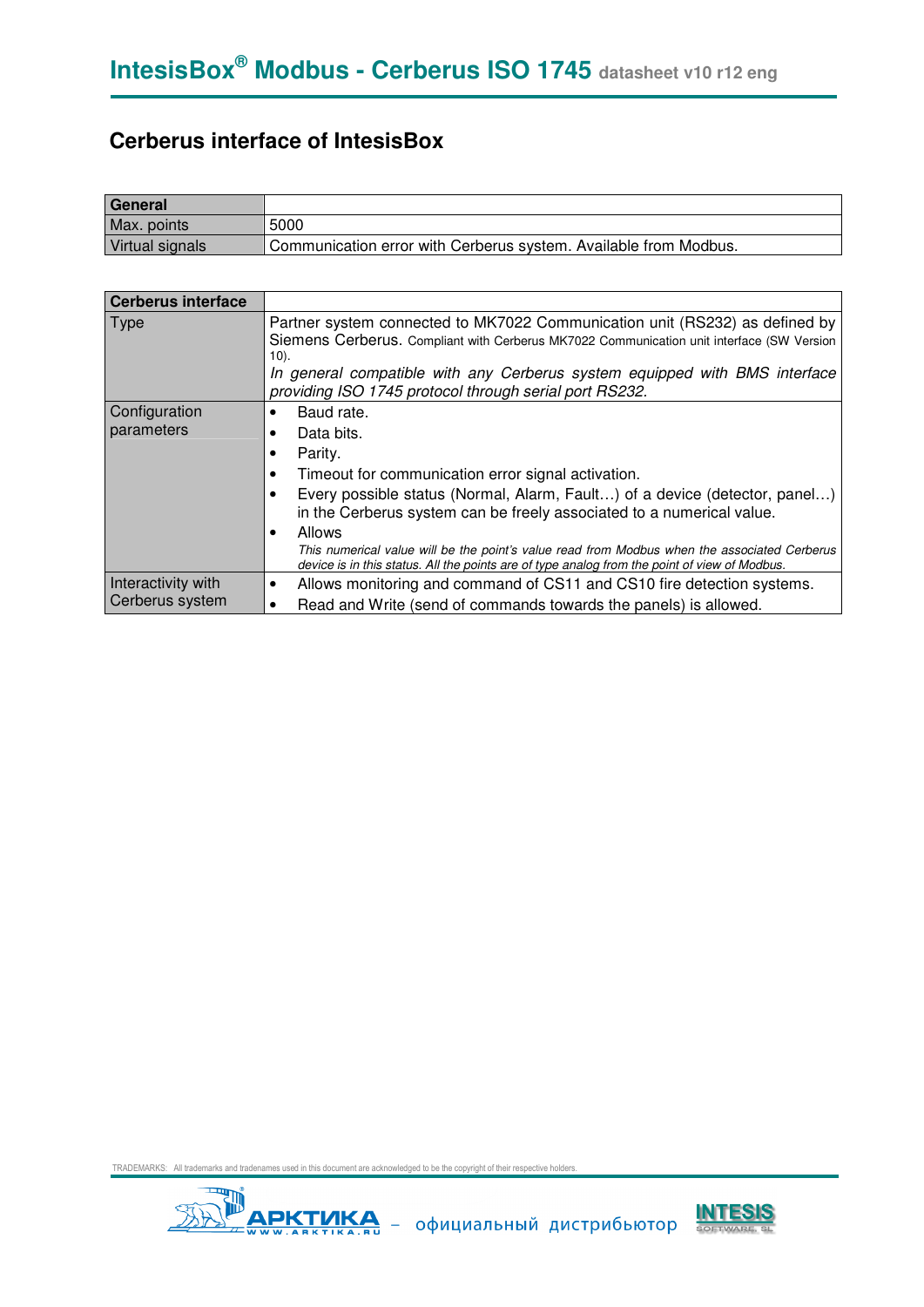## Cerberus interface of IntesisBox

| General | |
|---|---|
| Max. points | 5000 |
| Virtual signals | Communication error with Cerberus system. Available from Modbus. |

| Cerberus interface | |
|---|---|
| Type | Partner system connected to MK7022 Communication unit (RS232) as defined by Siemens Cerberus. Compliant with Cerberus MK7022 Communication unit interface (SW Version 10).<br>*In general compatible with any Cerberus system equipped with BMS interface providing ISO 1745 protocol through serial port RS232.* |
| Configuration parameters | • Baud rate.<br>• Data bits.<br>• Parity.<br>• Timeout for communication error signal activation.<br>• Every possible status (Normal, Alarm, Fault…) of a device (detector, panel…) in the Cerberus system can be freely associated to a numerical value.<br>• Allows<br>*This numerical value will be the point's value read from Modbus when the associated Cerberus device is in this status. All the points are of type analog from the point of view of Modbus.* |
| Interactivity with Cerberus system | • Allows monitoring and command of CS11 and CS10 fire detection systems.<br>• Read and Write (send of commands towards the panels) is allowed. |

TRADEMARKS: All trademarks and tradenames used in this document are acknowledged to be the copyright of their respective holders.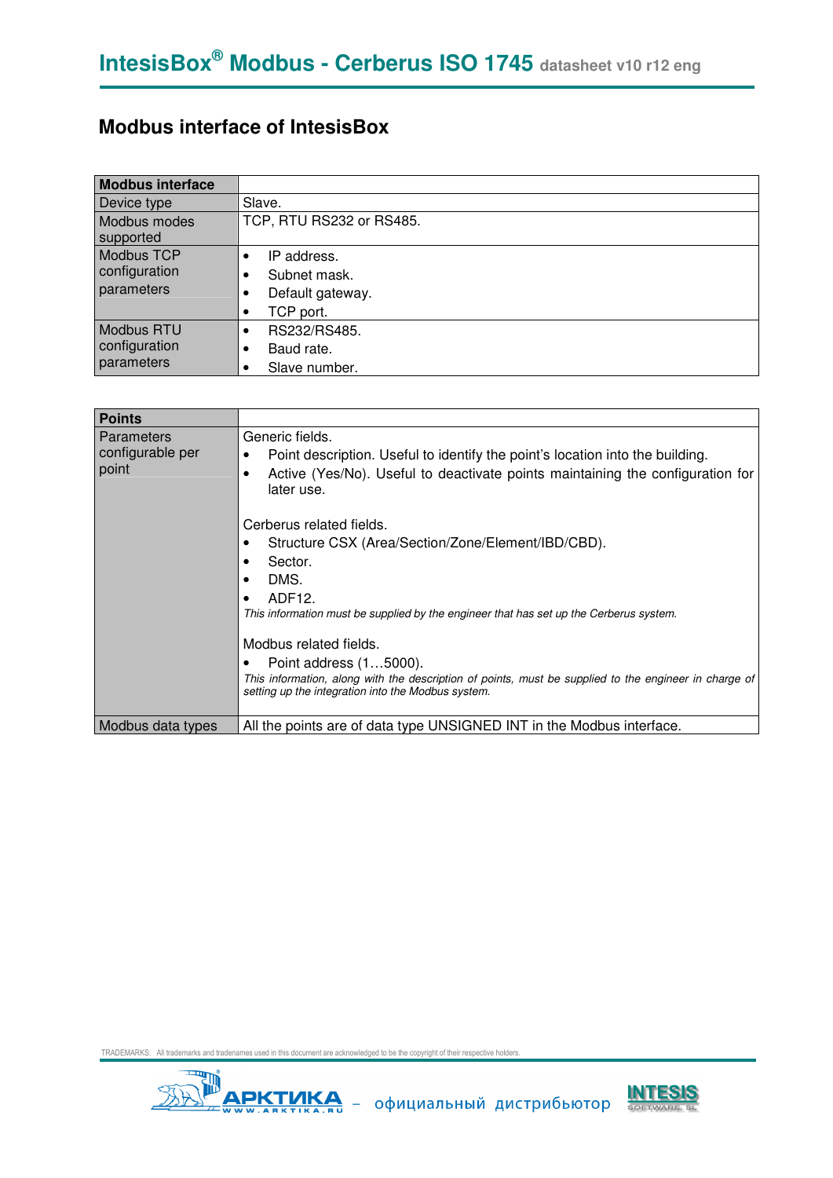## Modbus interface of IntesisBox

| Modbus interface | |
|---|---|
| Device type | Slave. |
| Modbus modes supported | TCP, RTU RS232 or RS485. |
| Modbus TCP configuration parameters | • IP address.<br>• Subnet mask.<br>• Default gateway.<br>• TCP port. |
| Modbus RTU configuration parameters | • RS232/RS485.<br>• Baud rate.<br>• Slave number. |

| Points | |
|---|---|
| Parameters configurable per point | Generic fields.<br>• Point description. Useful to identify the point's location into the building.<br>• Active (Yes/No). Useful to deactivate points maintaining the configuration for later use.<br><br>Cerberus related fields.<br>• Structure CSX (Area/Section/Zone/Element/IBD/CBD).<br>• Sector.<br>• DMS.<br>• ADF12.<br>*This information must be supplied by the engineer that has set up the Cerberus system.*<br><br>Modbus related fields.<br>• Point address (1…5000).<br>*This information, along with the description of points, must be supplied to the engineer in charge of setting up the integration into the Modbus system.* |
| Modbus data types | All the points are of data type UNSIGNED INT in the Modbus interface. |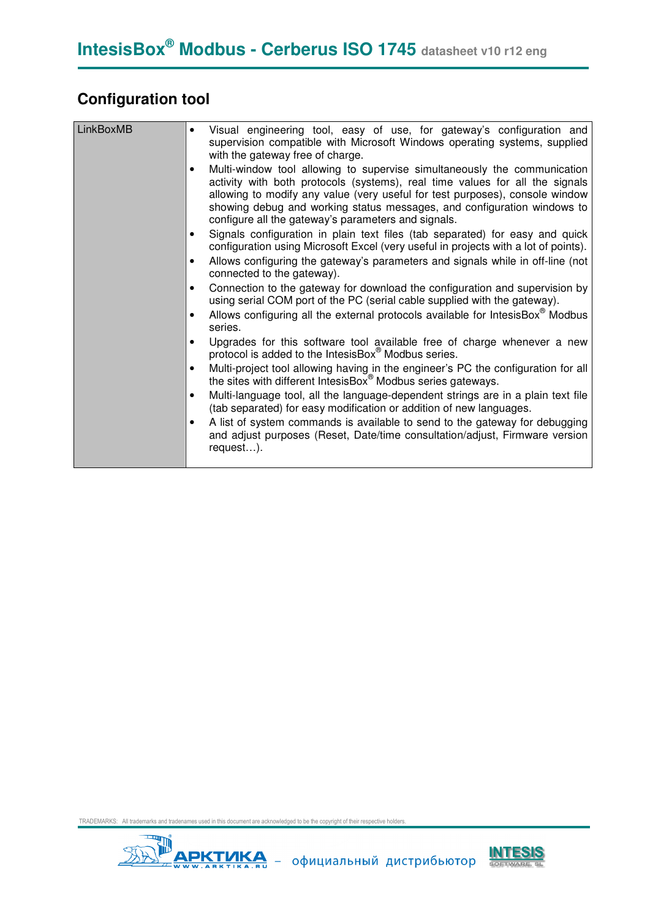## Configuration tool

| LinkBoxMB | <ul><li>Visual engineering tool, easy of use, for gateway's configuration and supervision compatible with Microsoft Windows operating systems, supplied with the gateway free of charge.</li><li>Multi-window tool allowing to supervise simultaneously the communication activity with both protocols (systems), real time values for all the signals allowing to modify any value (very useful for test purposes), console window showing debug and working status messages, and configuration windows to configure all the gateway's parameters and signals.</li><li>Signals configuration in plain text files (tab separated) for easy and quick configuration using Microsoft Excel (very useful in projects with a lot of points).</li><li>Allows configuring the gateway's parameters and signals while in off-line (not connected to the gateway).</li><li>Connection to the gateway for download the configuration and supervision by using serial COM port of the PC (serial cable supplied with the gateway).</li><li>Allows configuring all the external protocols available for IntesisBox® Modbus series.</li><li>Upgrades for this software tool available free of charge whenever a new protocol is added to the IntesisBox® Modbus series.</li><li>Multi-project tool allowing having in the engineer's PC the configuration for all the sites with different IntesisBox® Modbus series gateways.</li><li>Multi-language tool, all the language-dependent strings are in a plain text file (tab separated) for easy modification or addition of new languages.</li><li>A list of system commands is available to send to the gateway for debugging and adjust purposes (Reset, Date/time consultation/adjust, Firmware version request…).</li></ul> |
|---|---|

TRADEMARKS: All trademarks and tradenames used in this document are acknowledged to be the copyright of their respective holders.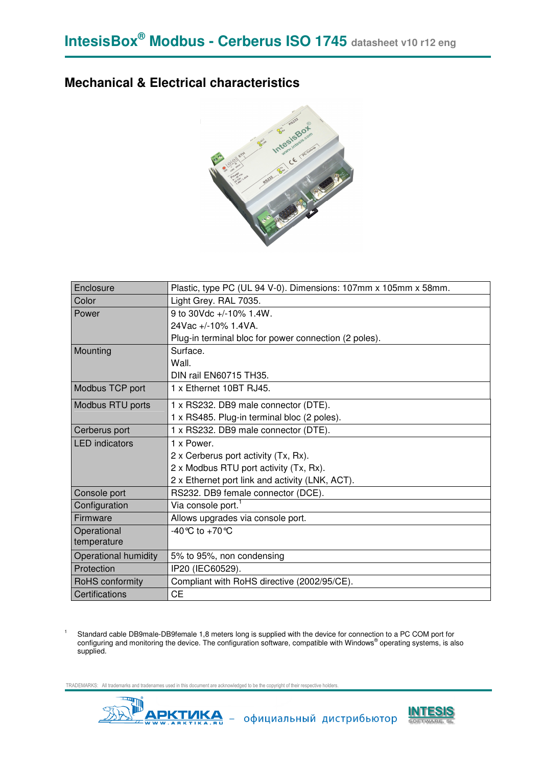## Mechanical & Electrical characteristics

| | |
|---|---|
| Enclosure | Plastic, type PC (UL 94 V-0). Dimensions: 107mm x 105mm x 58mm. |
| Color | Light Grey. RAL 7035. |
| Power | 9 to 30Vdc +/-10% 1.4W.<br>24Vac +/-10% 1.4VA.<br>Plug-in terminal bloc for power connection (2 poles). |
| Mounting | Surface.<br>Wall.<br>DIN rail EN60715 TH35. |
| Modbus TCP port | 1 x Ethernet 10BT RJ45. |
| Modbus RTU ports | 1 x RS232. DB9 male connector (DTE).<br>1 x RS485. Plug-in terminal bloc (2 poles). |
| Cerberus port | 1 x RS232. DB9 male connector (DTE). |
| LED indicators | 1 x Power.<br>2 x Cerberus port activity (Tx, Rx).<br>2 x Modbus RTU port activity (Tx, Rx).<br>2 x Ethernet port link and activity (LNK, ACT). |
| Console port | RS232. DB9 female connector (DCE). |
| Configuration | Via console port.[1] |
| Firmware | Allows upgrades via console port. |
| Operational temperature | -40°C to +70°C |
| Operational humidity | 5% to 95%, non condensing |
| Protection | IP20 (IEC60529). |
| RoHS conformity | Compliant with RoHS directive (2002/95/CE). |
| Certifications | CE |

[1] Standard cable DB9male-DB9female 1,8 meters long is supplied with the device for connection to a PC COM port for configuring and monitoring the device. The configuration software, compatible with Windows® operating systems, is also supplied.

TRADEMARKS: All trademarks and tradenames used in this document are acknowledged to be the copyright of their respective holders.

АРКТИКА WWW.ARKTIKA.RU – официальный дистрибьютор INTESIS SOFTWARE SL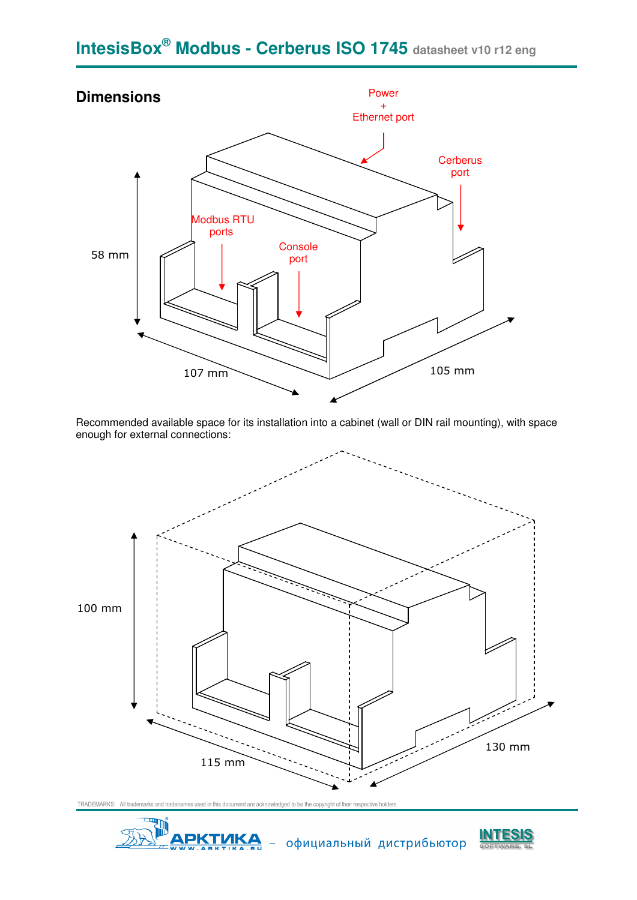## Dimensions

Power
+
Ethernet port

Cerberus port

Modbus RTU ports

Console port

58 mm

107 mm

105 mm

Recommended available space for its installation into a cabinet (wall or DIN rail mounting), with space enough for external connections:

100 mm

115 mm

130 mm

TRADEMARKS: All trademarks and tradenames used in this document are acknowledged to be the copyright of their respective holders.

АРКТИКА WWW.ARKTIKA.RU – официальный дистрибьютор INTESIS SOFTWARE, SL